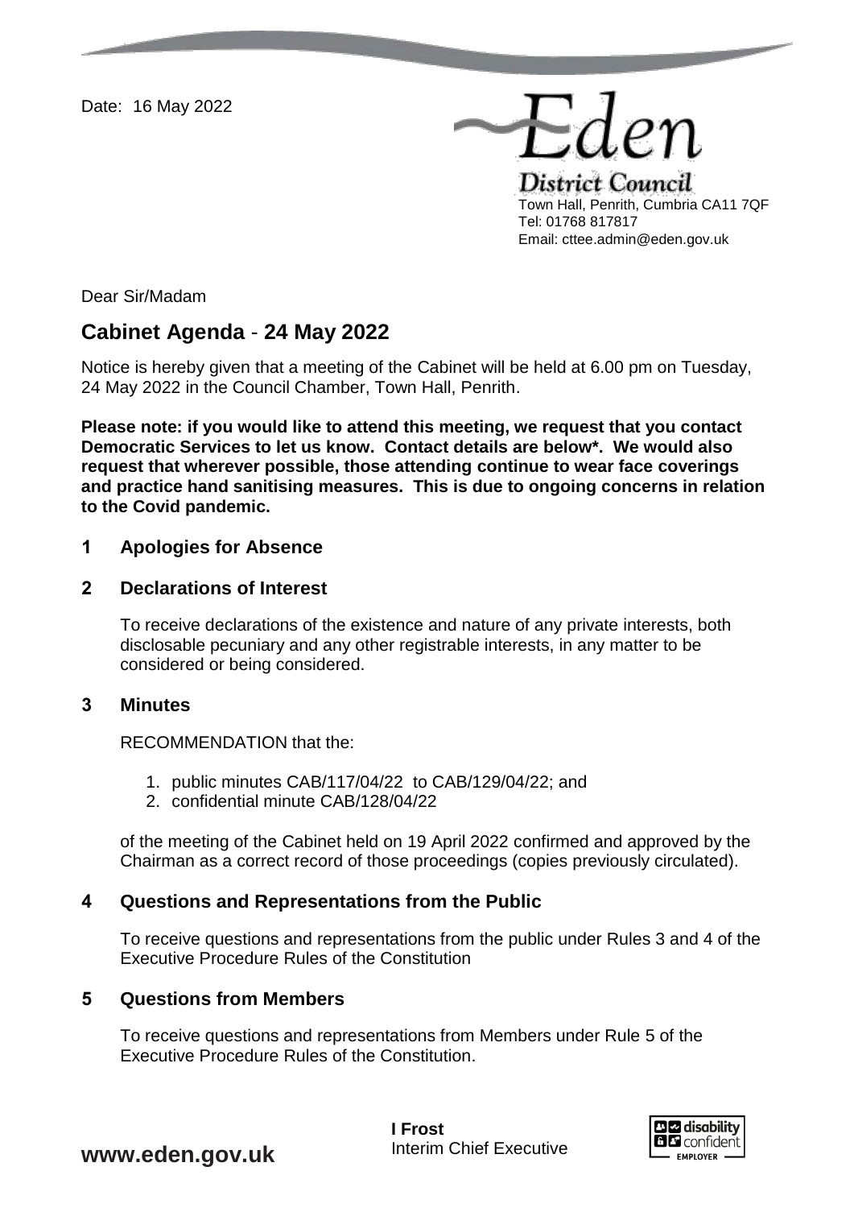Date: 16 May 2022

Eden District Council
Town Hall, Penrith, Cumbria CA11 7QF
Tel: 01768 817817
Email: cttee.admin@eden.gov.uk

Dear Sir/Madam

## Cabinet Agenda - 24 May 2022

Notice is hereby given that a meeting of the Cabinet will be held at 6.00 pm on Tuesday, 24 May 2022 in the Council Chamber, Town Hall, Penrith.

**Please note: if you would like to attend this meeting, we request that you contact Democratic Services to let us know. Contact details are below*. We would also request that wherever possible, those attending continue to wear face coverings and practice hand sanitising measures. This is due to ongoing concerns in relation to the Covid pandemic.**

### 1 Apologies for Absence

### 2 Declarations of Interest

To receive declarations of the existence and nature of any private interests, both disclosable pecuniary and any other registrable interests, in any matter to be considered or being considered.

### 3 Minutes

RECOMMENDATION that the:

1. public minutes CAB/117/04/22 to CAB/129/04/22; and
2. confidential minute CAB/128/04/22

of the meeting of the Cabinet held on 19 April 2022 confirmed and approved by the Chairman as a correct record of those proceedings (copies previously circulated).

### 4 Questions and Representations from the Public

To receive questions and representations from the public under Rules 3 and 4 of the Executive Procedure Rules of the Constitution

### 5 Questions from Members

To receive questions and representations from Members under Rule 5 of the Executive Procedure Rules of the Constitution.

**I Frost**
Interim Chief Executive

www.eden.gov.uk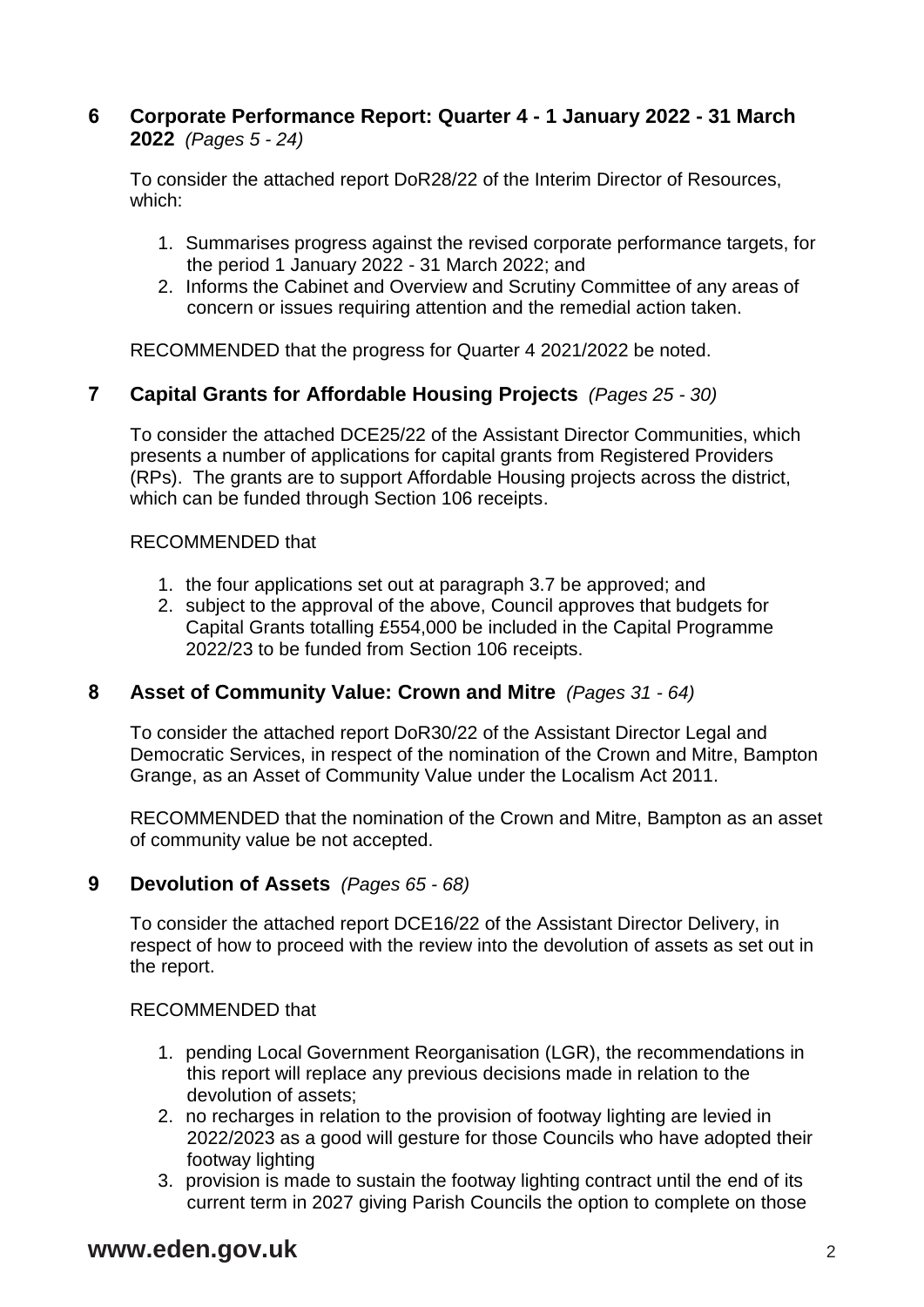## 6 Corporate Performance Report: Quarter 4 - 1 January 2022 - 31 March 2022 *(Pages 5 - 24)*

To consider the attached report DoR28/22 of the Interim Director of Resources, which:

1. Summarises progress against the revised corporate performance targets, for the period 1 January 2022 - 31 March 2022; and
2. Informs the Cabinet and Overview and Scrutiny Committee of any areas of concern or issues requiring attention and the remedial action taken.

RECOMMENDED that the progress for Quarter 4 2021/2022 be noted.

## 7 Capital Grants for Affordable Housing Projects *(Pages 25 - 30)*

To consider the attached DCE25/22 of the Assistant Director Communities, which presents a number of applications for capital grants from Registered Providers (RPs). The grants are to support Affordable Housing projects across the district, which can be funded through Section 106 receipts.

RECOMMENDED that

1. the four applications set out at paragraph 3.7 be approved; and
2. subject to the approval of the above, Council approves that budgets for Capital Grants totalling £554,000 be included in the Capital Programme 2022/23 to be funded from Section 106 receipts.

## 8 Asset of Community Value: Crown and Mitre *(Pages 31 - 64)*

To consider the attached report DoR30/22 of the Assistant Director Legal and Democratic Services, in respect of the nomination of the Crown and Mitre, Bampton Grange, as an Asset of Community Value under the Localism Act 2011.

RECOMMENDED that the nomination of the Crown and Mitre, Bampton as an asset of community value be not accepted.

## 9 Devolution of Assets *(Pages 65 - 68)*

To consider the attached report DCE16/22 of the Assistant Director Delivery, in respect of how to proceed with the review into the devolution of assets as set out in the report.

RECOMMENDED that

1. pending Local Government Reorganisation (LGR), the recommendations in this report will replace any previous decisions made in relation to the devolution of assets;
2. no recharges in relation to the provision of footway lighting are levied in 2022/2023 as a good will gesture for those Councils who have adopted their footway lighting
3. provision is made to sustain the footway lighting contract until the end of its current term in 2027 giving Parish Councils the option to complete on those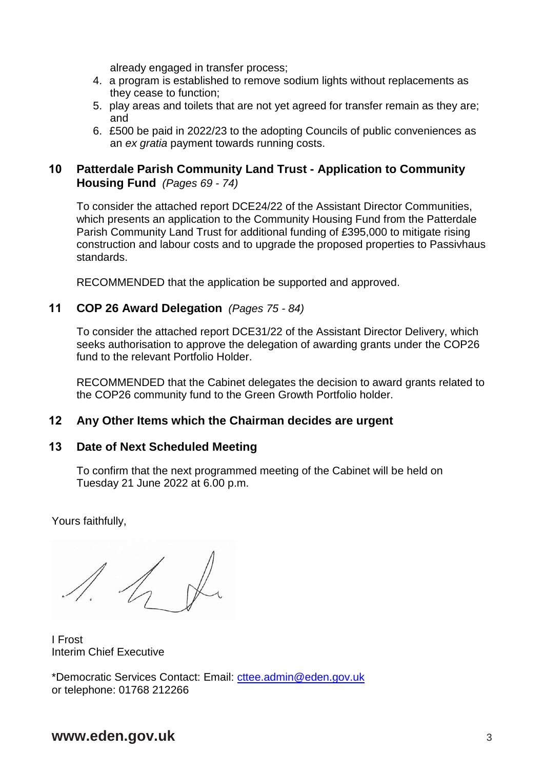already engaged in transfer process;

4. a program is established to remove sodium lights without replacements as they cease to function;
5. play areas and toilets that are not yet agreed for transfer remain as they are; and
6. £500 be paid in 2022/23 to the adopting Councils of public conveniences as an *ex gratia* payment towards running costs.

## 10 Patterdale Parish Community Land Trust - Application to Community Housing Fund *(Pages 69 - 74)*

To consider the attached report DCE24/22 of the Assistant Director Communities, which presents an application to the Community Housing Fund from the Patterdale Parish Community Land Trust for additional funding of £395,000 to mitigate rising construction and labour costs and to upgrade the proposed properties to Passivhaus standards.

RECOMMENDED that the application be supported and approved.

## 11 COP 26 Award Delegation *(Pages 75 - 84)*

To consider the attached report DCE31/22 of the Assistant Director Delivery, which seeks authorisation to approve the delegation of awarding grants under the COP26 fund to the relevant Portfolio Holder.

RECOMMENDED that the Cabinet delegates the decision to award grants related to the COP26 community fund to the Green Growth Portfolio holder.

## 12 Any Other Items which the Chairman decides are urgent

## 13 Date of Next Scheduled Meeting

To confirm that the next programmed meeting of the Cabinet will be held on Tuesday 21 June 2022 at 6.00 p.m.

Yours faithfully,

I Frost
Interim Chief Executive

*Democratic Services Contact: Email: cttee.admin@eden.gov.uk
or telephone: 01768 212266

**www.eden.gov.uk**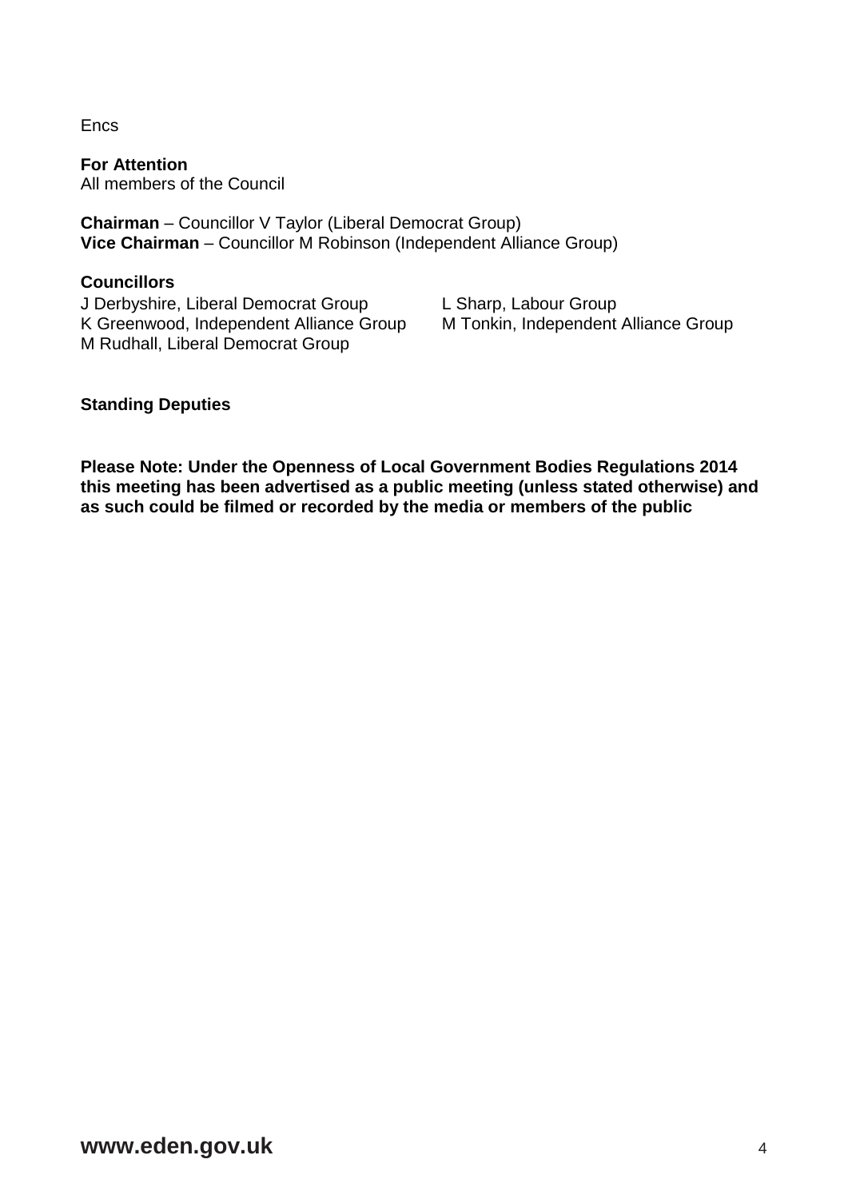Encs

**For Attention**
All members of the Council

**Chairman** – Councillor V Taylor (Liberal Democrat Group)
**Vice Chairman** – Councillor M Robinson (Independent Alliance Group)

**Councillors**

J Derbyshire, Liberal Democrat Group
K Greenwood, Independent Alliance Group
M Rudhall, Liberal Democrat Group
L Sharp, Labour Group
M Tonkin, Independent Alliance Group

**Standing Deputies**

**Please Note: Under the Openness of Local Government Bodies Regulations 2014 this meeting has been advertised as a public meeting (unless stated otherwise) and as such could be filmed or recorded by the media or members of the public**

**www.eden.gov.uk**